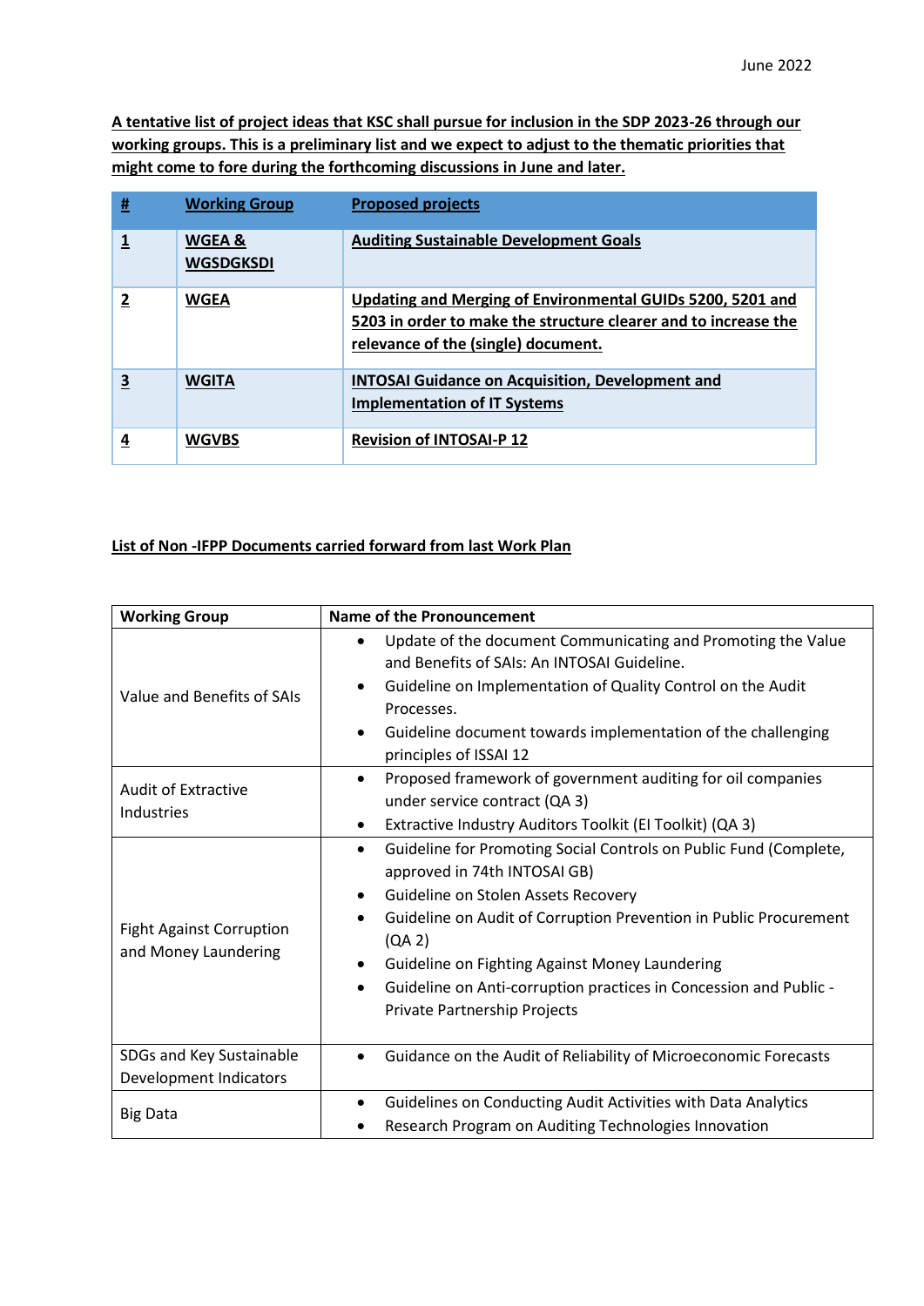June 2022

**A tentative list of project ideas that KSC shall pursue for inclusion in the SDP 2023-26 through our working groups. This is a preliminary list and we expect to adjust to the thematic priorities that might come to fore during the forthcoming discussions in June and later.**

| # | Working Group | Proposed projects |
|---|---|---|
| **1** | **WGEA & WGSDGKSDI** | **Auditing Sustainable Development Goals** |
| **2** | **WGEA** | **Updating and Merging of Environmental GUIDs 5200, 5201 and 5203 in order to make the structure clearer and to increase the relevance of the (single) document.** |
| **3** | **WGITA** | **INTOSAI Guidance on Acquisition, Development and Implementation of IT Systems** |
| **4** | **WGVBS** | **Revision of INTOSAI-P 12** |

**List of Non -IFPP Documents carried forward from last Work Plan**

| Working Group | Name of the Pronouncement |
|---|---|
| Value and Benefits of SAIs | • Update of the document Communicating and Promoting the Value and Benefits of SAIs: An INTOSAI Guideline.<br>• Guideline on Implementation of Quality Control on the Audit Processes.<br>• Guideline document towards implementation of the challenging principles of ISSAI 12 |
| Audit of Extractive Industries | • Proposed framework of government auditing for oil companies under service contract (QA 3)<br>• Extractive Industry Auditors Toolkit (EI Toolkit) (QA 3) |
| Fight Against Corruption and Money Laundering | • Guideline for Promoting Social Controls on Public Fund (Complete, approved in 74th INTOSAI GB)<br>• Guideline on Stolen Assets Recovery<br>• Guideline on Audit of Corruption Prevention in Public Procurement (QA 2)<br>• Guideline on Fighting Against Money Laundering<br>• Guideline on Anti-corruption practices in Concession and Public - Private Partnership Projects |
| SDGs and Key Sustainable Development Indicators | • Guidance on the Audit of Reliability of Microeconomic Forecasts |
| Big Data | • Guidelines on Conducting Audit Activities with Data Analytics<br>• Research Program on Auditing Technologies Innovation |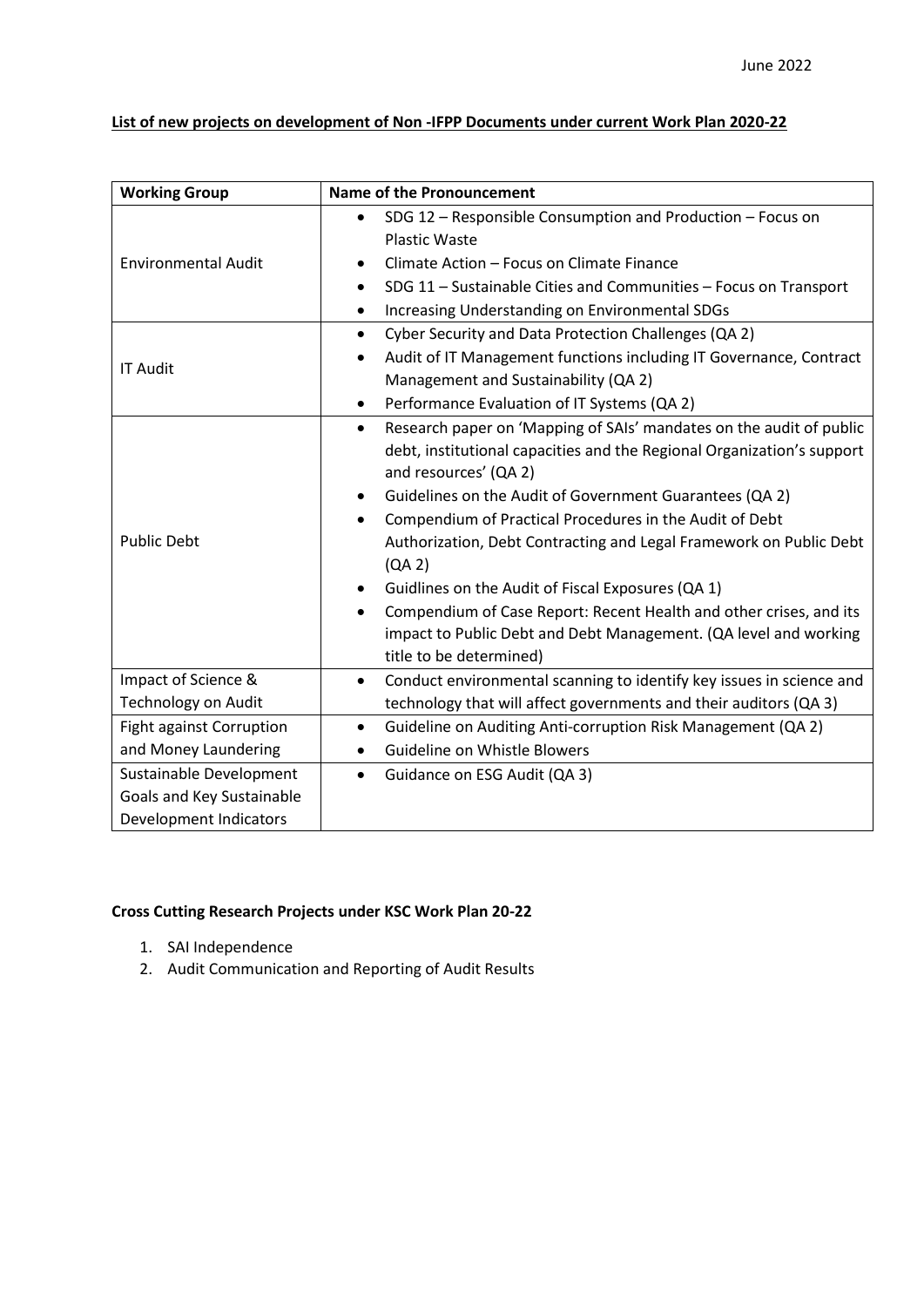June 2022

**List of new projects on development of Non -IFPP Documents under current Work Plan 2020-22**

| Working Group | Name of the Pronouncement |
|---|---|
| Environmental Audit | • SDG 12 – Responsible Consumption and Production – Focus on Plastic Waste<br>• Climate Action – Focus on Climate Finance<br>• SDG 11 – Sustainable Cities and Communities – Focus on Transport<br>• Increasing Understanding on Environmental SDGs |
| IT Audit | • Cyber Security and Data Protection Challenges (QA 2)<br>• Audit of IT Management functions including IT Governance, Contract Management and Sustainability (QA 2)<br>• Performance Evaluation of IT Systems (QA 2) |
| Public Debt | • Research paper on 'Mapping of SAIs' mandates on the audit of public debt, institutional capacities and the Regional Organization's support and resources' (QA 2)<br>• Guidelines on the Audit of Government Guarantees (QA 2)<br>• Compendium of Practical Procedures in the Audit of Debt Authorization, Debt Contracting and Legal Framework on Public Debt (QA 2)<br>• Guidlines on the Audit of Fiscal Exposures (QA 1)<br>• Compendium of Case Report: Recent Health and other crises, and its impact to Public Debt and Debt Management. (QA level and working title to be determined) |
| Impact of Science & Technology on Audit | • Conduct environmental scanning to identify key issues in science and technology that will affect governments and their auditors (QA 3) |
| Fight against Corruption and Money Laundering | • Guideline on Auditing Anti-corruption Risk Management (QA 2)<br>• Guideline on Whistle Blowers |
| Sustainable Development Goals and Key Sustainable Development Indicators | • Guidance on ESG Audit (QA 3) |

**Cross Cutting Research Projects under KSC Work Plan 20-22**

1. SAI Independence
2. Audit Communication and Reporting of Audit Results